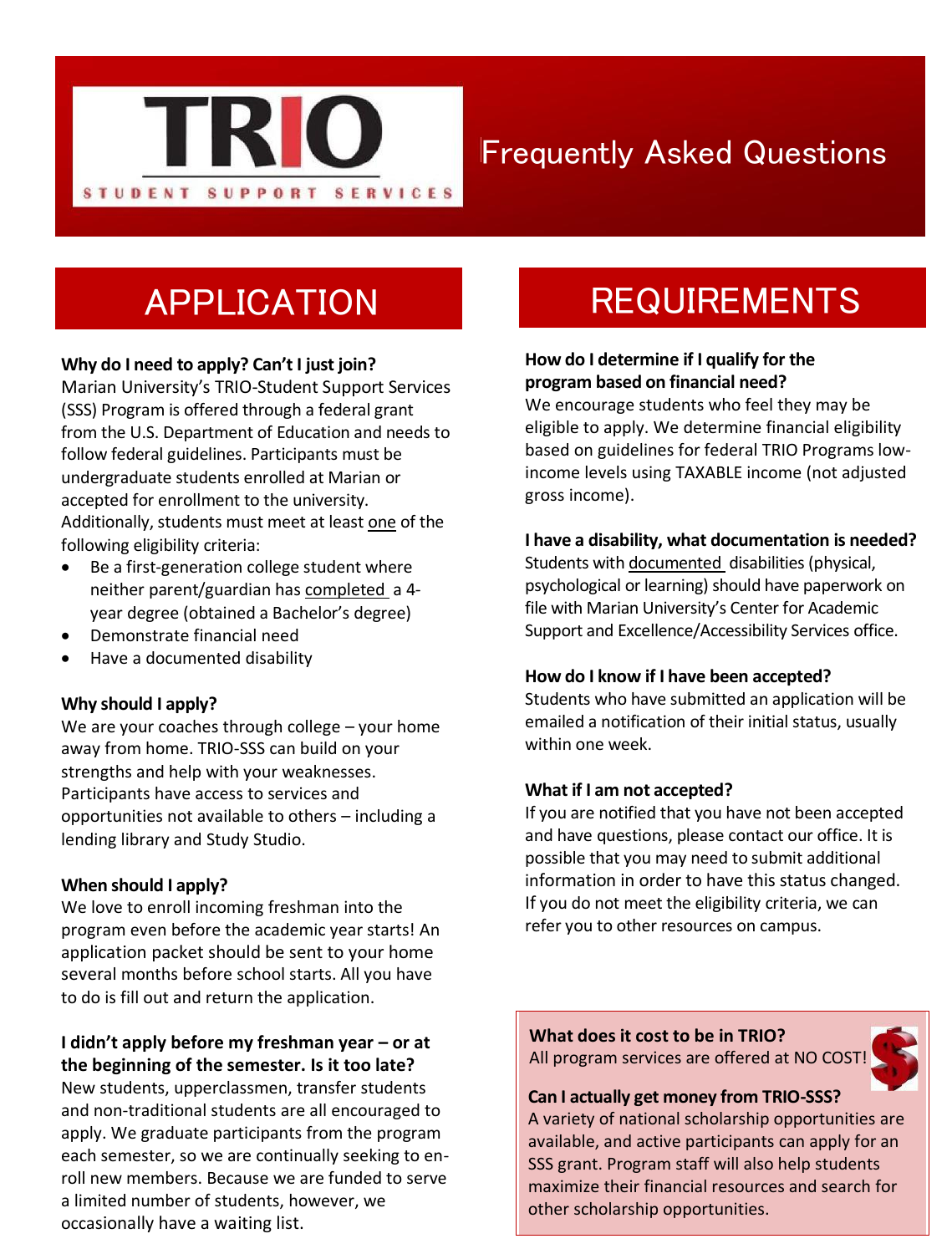# TRIO STUDENT SUPPORT SERVICES

# Frequently Asked Questions

## APPLICATION

**Why do I need to apply? Can't I just join?**
Marian University's TRIO-Student Support Services (SSS) Program is offered through a federal grant from the U.S. Department of Education and needs to follow federal guidelines. Participants must be undergraduate students enrolled at Marian or accepted for enrollment to the university. Additionally, students must meet at least one of the following eligibility criteria:

- Be a first-generation college student where neither parent/guardian has completed a 4-year degree (obtained a Bachelor's degree)
- Demonstrate financial need
- Have a documented disability

**Why should I apply?**
We are your coaches through college – your home away from home. TRIO-SSS can build on your strengths and help with your weaknesses. Participants have access to services and opportunities not available to others – including a lending library and Study Studio.

**When should I apply?**
We love to enroll incoming freshman into the program even before the academic year starts! An application packet should be sent to your home several months before school starts. All you have to do is fill out and return the application.

**I didn't apply before my freshman year – or at the beginning of the semester. Is it too late?**
New students, upperclassmen, transfer students and non-traditional students are all encouraged to apply. We graduate participants from the program each semester, so we are continually seeking to enroll new members. Because we are funded to serve a limited number of students, however, we occasionally have a waiting list.

## REQUIREMENTS

**How do I determine if I qualify for the program based on financial need?**
We encourage students who feel they may be eligible to apply. We determine financial eligibility based on guidelines for federal TRIO Programs low-income levels using TAXABLE income (not adjusted gross income).

**I have a disability, what documentation is needed?**
Students with documented disabilities (physical, psychological or learning) should have paperwork on file with Marian University's Center for Academic Support and Excellence/Accessibility Services office.

**How do I know if I have been accepted?**
Students who have submitted an application will be emailed a notification of their initial status, usually within one week.

**What if I am not accepted?**
If you are notified that you have not been accepted and have questions, please contact our office. It is possible that you may need to submit additional information in order to have this status changed. If you do not meet the eligibility criteria, we can refer you to other resources on campus.

**What does it cost to be in TRIO?**
All program services are offered at NO COST!

**Can I actually get money from TRIO-SSS?**
A variety of national scholarship opportunities are available, and active participants can apply for an SSS grant. Program staff will also help students maximize their financial resources and search for other scholarship opportunities.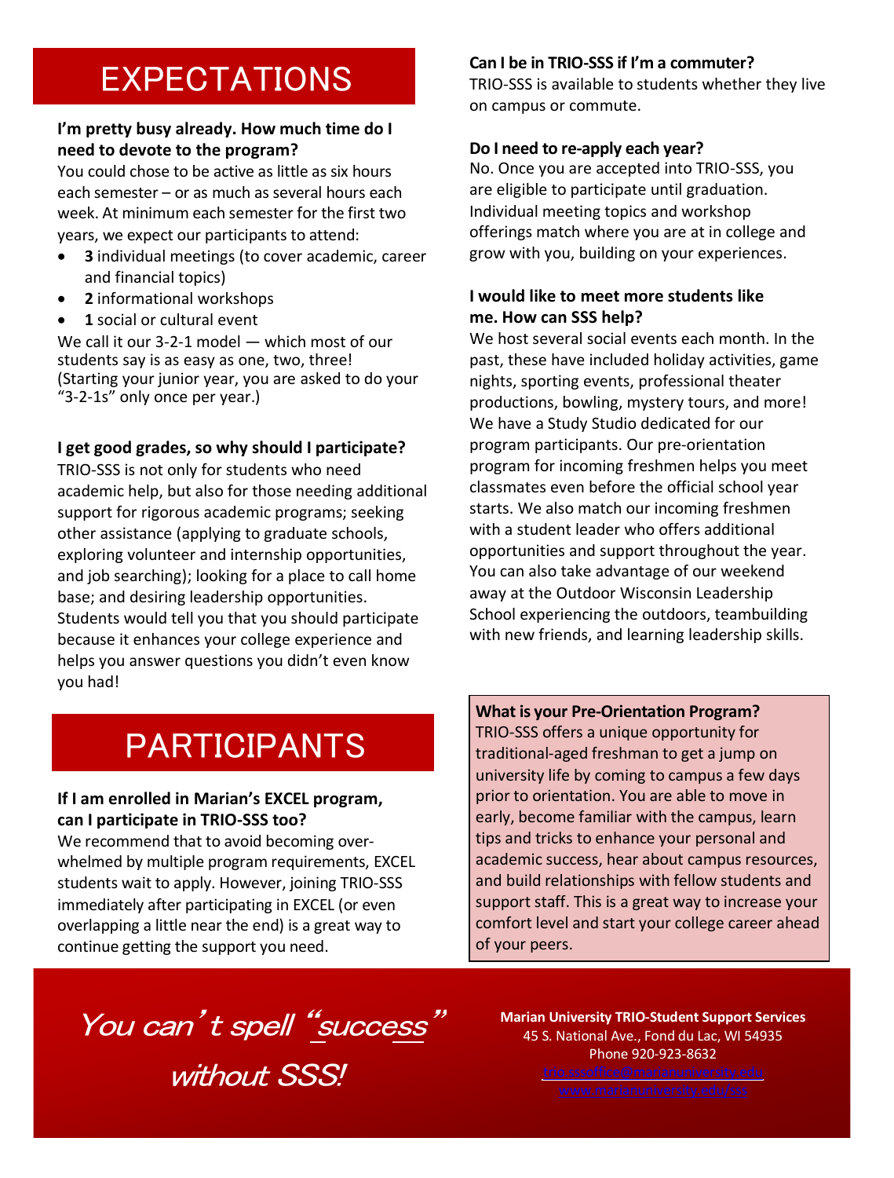# EXPECTATIONS

**I'm pretty busy already. How much time do I need to devote to the program?**

You could chose to be active as little as six hours each semester – or as much as several hours each week. At minimum each semester for the first two years, we expect our participants to attend:

- **3** individual meetings (to cover academic, career and financial topics)
- **2** informational workshops
- **1** social or cultural event

We call it our 3-2-1 model — which most of our students say is as easy as one, two, three! (Starting your junior year, you are asked to do your "3-2-1s" only once per year.)

**I get good grades, so why should I participate?**

TRIO-SSS is not only for students who need academic help, but also for those needing additional support for rigorous academic programs; seeking other assistance (applying to graduate schools, exploring volunteer and internship opportunities, and job searching); looking for a place to call home base; and desiring leadership opportunities. Students would tell you that you should participate because it enhances your college experience and helps you answer questions you didn't even know you had!

# PARTICIPANTS

**If I am enrolled in Marian's EXCEL program, can I participate in TRIO-SSS too?**

We recommend that to avoid becoming over-whelmed by multiple program requirements, EXCEL students wait to apply. However, joining TRIO-SSS immediately after participating in EXCEL (or even overlapping a little near the end) is a great way to continue getting the support you need.

**Can I be in TRIO-SSS if I'm a commuter?**

TRIO-SSS is available to students whether they live on campus or commute.

**Do I need to re-apply each year?**

No. Once you are accepted into TRIO-SSS, you are eligible to participate until graduation. Individual meeting topics and workshop offerings match where you are at in college and grow with you, building on your experiences.

**I would like to meet more students like me. How can SSS help?**

We host several social events each month. In the past, these have included holiday activities, game nights, sporting events, professional theater productions, bowling, mystery tours, and more! We have a Study Studio dedicated for our program participants. Our pre-orientation program for incoming freshmen helps you meet classmates even before the official school year starts. We also match our incoming freshmen with a student leader who offers additional opportunities and support throughout the year. You can also take advantage of our weekend away at the Outdoor Wisconsin Leadership School experiencing the outdoors, teambuilding with new friends, and learning leadership skills.

**What is your Pre-Orientation Program?**

TRIO-SSS offers a unique opportunity for traditional-aged freshman to get a jump on university life by coming to campus a few days prior to orientation. You are able to move in early, become familiar with the campus, learn tips and tricks to enhance your personal and academic success, hear about campus resources, and build relationships with fellow students and support staff. This is a great way to increase your comfort level and start your college career ahead of your peers.

*You can't spell "success" without SSS!*

**Marian University TRIO-Student Support Services**
45 S. National Ave., Fond du Lac, WI 54935
Phone 920-923-8632
trio.sssoffice@marianuniversity.edu
www.marianuniversity.edu/sss